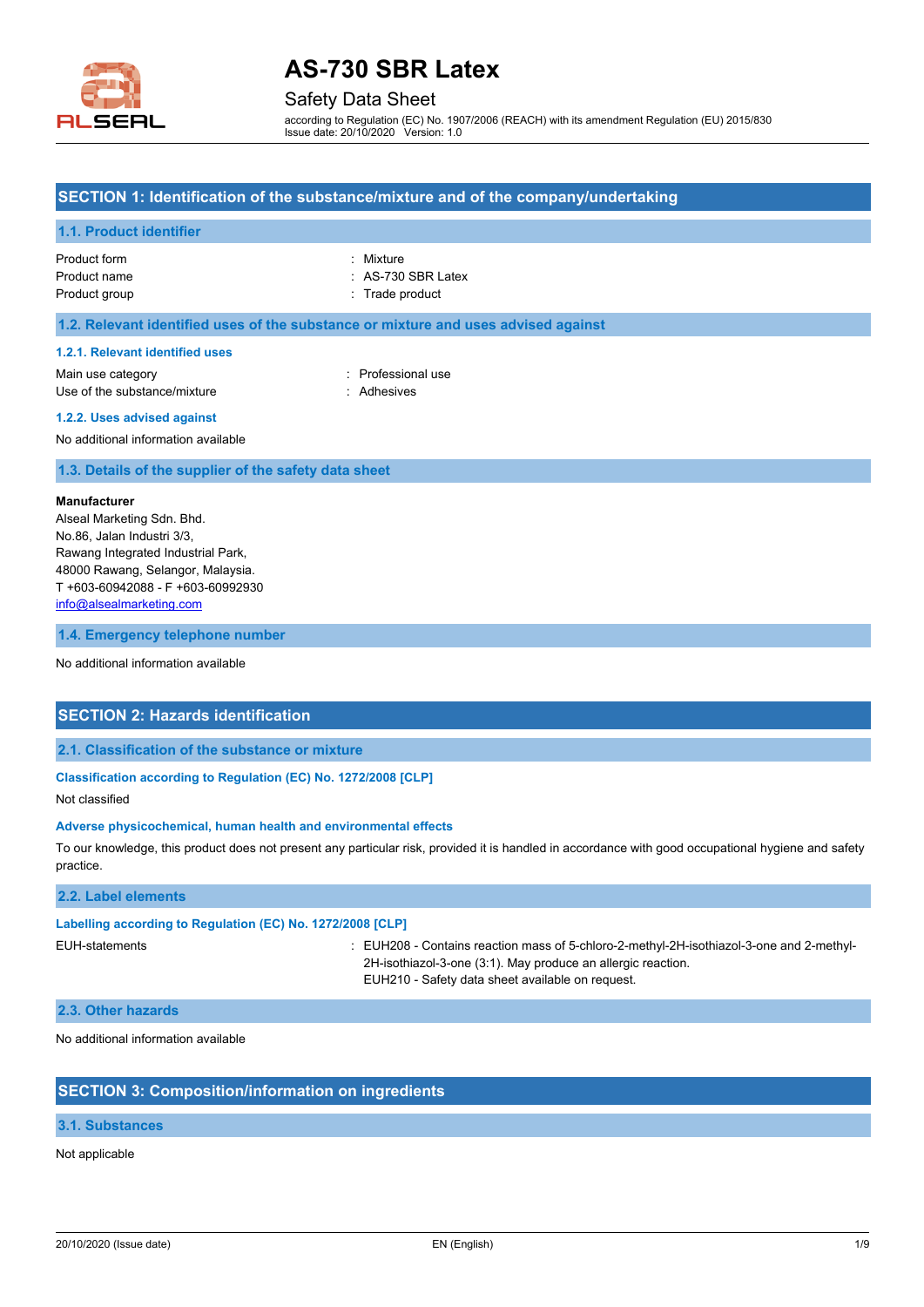# AS-730 SBR Latex

Safety Data Sheet

according to Regulation (EC) No. 1907/2006 (REACH) with its amendment Regulation (EU) 2015/830
Issue date: 20/10/2020 Version: 1.0

## SECTION 1: Identification of the substance/mixture and of the company/undertaking

### 1.1. Product identifier

| | |
|---|---|
| Product form | : Mixture |
| Product name | : AS-730 SBR Latex |
| Product group | : Trade product |

### 1.2. Relevant identified uses of the substance or mixture and uses advised against

#### 1.2.1. Relevant identified uses

| | |
|---|---|
| Main use category | : Professional use |
| Use of the substance/mixture | : Adhesives |

#### 1.2.2. Uses advised against

No additional information available

### 1.3. Details of the supplier of the safety data sheet

**Manufacturer**
Alseal Marketing Sdn. Bhd.
No.86, Jalan Industri 3/3,
Rawang Integrated Industrial Park,
48000 Rawang, Selangor, Malaysia.
T +603-60942088 - F +603-60992930
info@alsealmarketing.com

### 1.4. Emergency telephone number

No additional information available

## SECTION 2: Hazards identification

### 2.1. Classification of the substance or mixture

#### Classification according to Regulation (EC) No. 1272/2008 [CLP]

Not classified

#### Adverse physicochemical, human health and environmental effects

To our knowledge, this product does not present any particular risk, provided it is handled in accordance with good occupational hygiene and safety practice.

### 2.2. Label elements

#### Labelling according to Regulation (EC) No. 1272/2008 [CLP]

| | |
|---|---|
| EUH-statements | : EUH208 - Contains reaction mass of 5-chloro-2-methyl-2H-isothiazol-3-one and 2-methyl-2H-isothiazol-3-one (3:1). May produce an allergic reaction.<br>EUH210 - Safety data sheet available on request. |

### 2.3. Other hazards

No additional information available

## SECTION 3: Composition/information on ingredients

### 3.1. Substances

Not applicable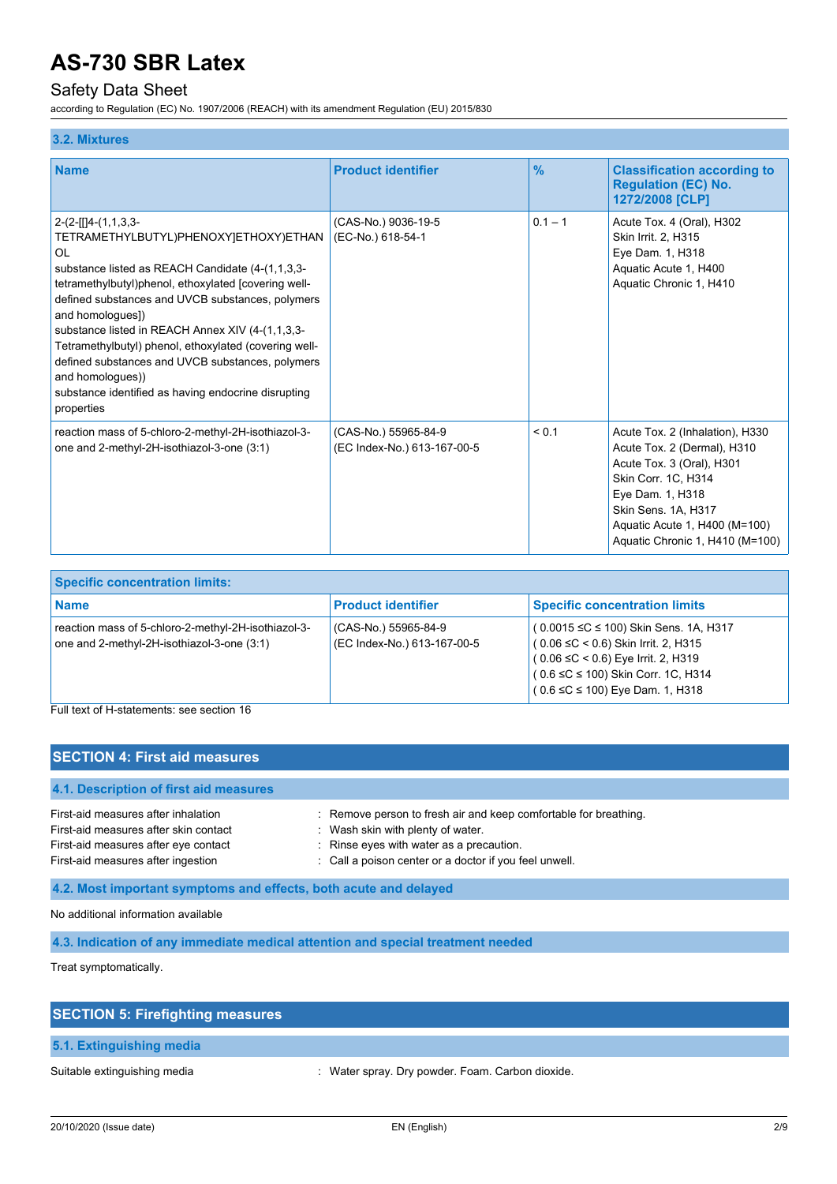### 3.2. Mixtures

| Name | Product identifier | % | Classification according to Regulation (EC) No. 1272/2008 [CLP] |
|---|---|---|---|
| 2-(2-[[]4-(1,1,3,3-TETRAMETHYLBUTYL)PHENOXY]ETHOXY)ETHANOL<br>substance listed as REACH Candidate (4-(1,1,3,3-tetramethylbutyl)phenol, ethoxylated [covering well-defined substances and UVCB substances, polymers and homologues])<br>substance listed in REACH Annex XIV (4-(1,1,3,3-Tetramethylbutyl) phenol, ethoxylated (covering well-defined substances and UVCB substances, polymers and homologues))<br>substance identified as having endocrine disrupting properties | (CAS-No.) 9036-19-5<br>(EC-No.) 618-54-1 | 0.1 – 1 | Acute Tox. 4 (Oral), H302<br>Skin Irrit. 2, H315<br>Eye Dam. 1, H318<br>Aquatic Acute 1, H400<br>Aquatic Chronic 1, H410 |
| reaction mass of 5-chloro-2-methyl-2H-isothiazol-3-one and 2-methyl-2H-isothiazol-3-one (3:1) | (CAS-No.) 55965-84-9<br>(EC Index-No.) 613-167-00-5 | < 0.1 | Acute Tox. 2 (Inhalation), H330<br>Acute Tox. 2 (Dermal), H310<br>Acute Tox. 3 (Oral), H301<br>Skin Corr. 1C, H314<br>Eye Dam. 1, H318<br>Skin Sens. 1A, H317<br>Aquatic Acute 1, H400 (M=100)<br>Aquatic Chronic 1, H410 (M=100) |

| Specific concentration limits: | | |
|---|---|---|
| **Name** | **Product identifier** | **Specific concentration limits** |
| reaction mass of 5-chloro-2-methyl-2H-isothiazol-3-one and 2-methyl-2H-isothiazol-3-one (3:1) | (CAS-No.) 55965-84-9<br>(EC Index-No.) 613-167-00-5 | ( 0.0015 ≤C ≤ 100) Skin Sens. 1A, H317<br>( 0.06 ≤C < 0.6) Skin Irrit. 2, H315<br>( 0.06 ≤C < 0.6) Eye Irrit. 2, H319<br>( 0.6 ≤C ≤ 100) Skin Corr. 1C, H314<br>( 0.6 ≤C ≤ 100) Eye Dam. 1, H318 |

Full text of H-statements: see section 16

## SECTION 4: First aid measures

### 4.1. Description of first aid measures

First-aid measures after inhalation : Remove person to fresh air and keep comfortable for breathing.
First-aid measures after skin contact : Wash skin with plenty of water.
First-aid measures after eye contact : Rinse eyes with water as a precaution.
First-aid measures after ingestion : Call a poison center or a doctor if you feel unwell.

### 4.2. Most important symptoms and effects, both acute and delayed

No additional information available

### 4.3. Indication of any immediate medical attention and special treatment needed

Treat symptomatically.

## SECTION 5: Firefighting measures

### 5.1. Extinguishing media

Suitable extinguishing media : Water spray. Dry powder. Foam. Carbon dioxide.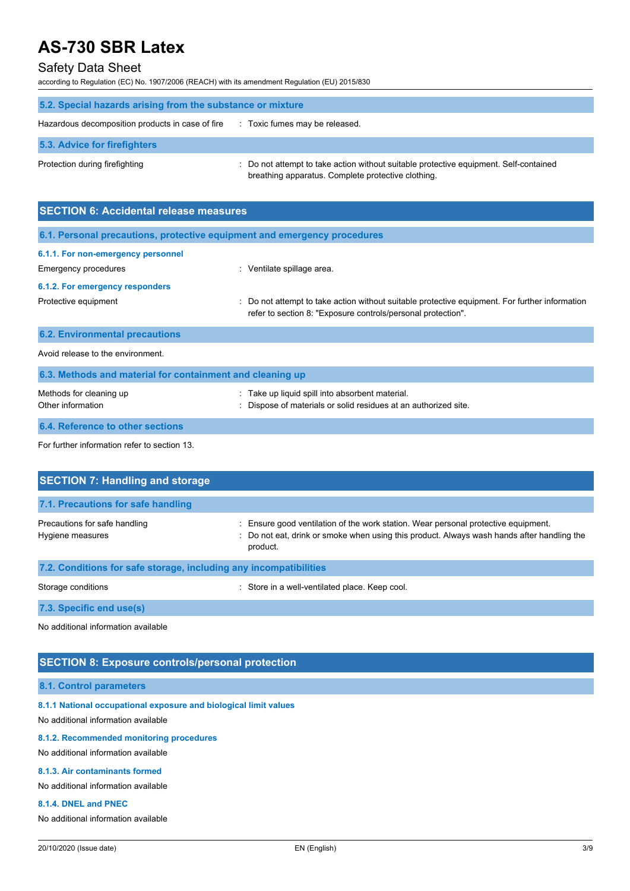### 5.2. Special hazards arising from the substance or mixture

Hazardous decomposition products in case of fire : Toxic fumes may be released.

### 5.3. Advice for firefighters

Protection during firefighting : Do not attempt to take action without suitable protective equipment. Self-contained breathing apparatus. Complete protective clothing.

## SECTION 6: Accidental release measures

### 6.1. Personal precautions, protective equipment and emergency procedures

#### 6.1.1. For non-emergency personnel

Emergency procedures : Ventilate spillage area.

#### 6.1.2. For emergency responders

Protective equipment : Do not attempt to take action without suitable protective equipment. For further information refer to section 8: "Exposure controls/personal protection".

### 6.2. Environmental precautions

Avoid release to the environment.

### 6.3. Methods and material for containment and cleaning up

Methods for cleaning up : Take up liquid spill into absorbent material.

Other information : Dispose of materials or solid residues at an authorized site.

### 6.4. Reference to other sections

For further information refer to section 13.

## SECTION 7: Handling and storage

### 7.1. Precautions for safe handling

Precautions for safe handling : Ensure good ventilation of the work station. Wear personal protective equipment.

Hygiene measures : Do not eat, drink or smoke when using this product. Always wash hands after handling the product.

### 7.2. Conditions for safe storage, including any incompatibilities

Storage conditions : Store in a well-ventilated place. Keep cool.

### 7.3. Specific end use(s)

No additional information available

## SECTION 8: Exposure controls/personal protection

### 8.1. Control parameters

#### 8.1.1 National occupational exposure and biological limit values

No additional information available

#### 8.1.2. Recommended monitoring procedures

No additional information available

#### 8.1.3. Air contaminants formed

No additional information available

#### 8.1.4. DNEL and PNEC

No additional information available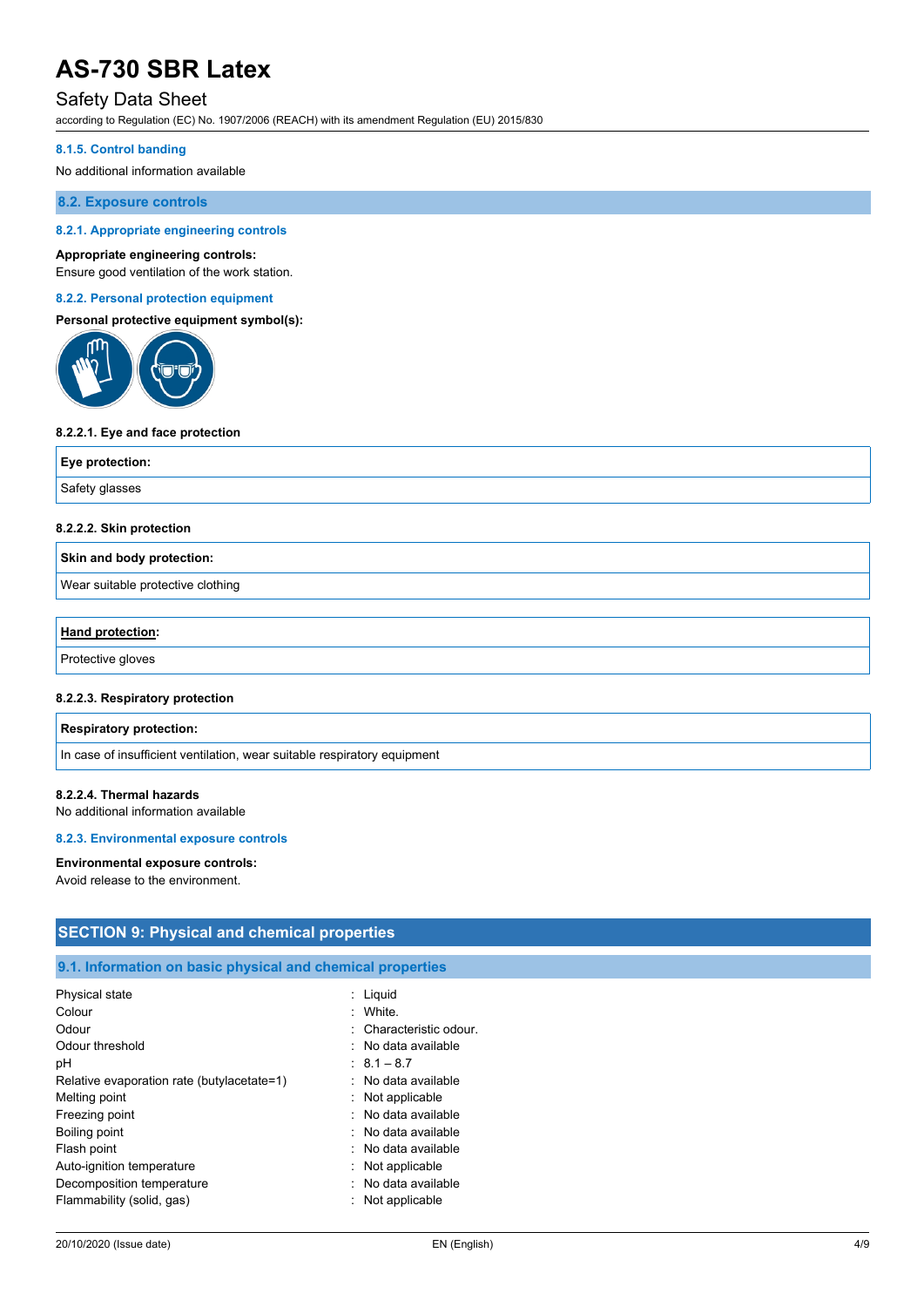#### 8.1.5. Control banding

No additional information available

## 8.2. Exposure controls

#### 8.2.1. Appropriate engineering controls

**Appropriate engineering controls:**
Ensure good ventilation of the work station.

#### 8.2.2. Personal protection equipment

**Personal protective equipment symbol(s):**

**8.2.2.1. Eye and face protection**

| Eye protection: |
|---|
| Safety glasses |

**8.2.2.2. Skin protection**

| Skin and body protection: |
|---|
| Wear suitable protective clothing |

| Hand protection: |
|---|
| Protective gloves |

**8.2.2.3. Respiratory protection**

| Respiratory protection: |
|---|
| In case of insufficient ventilation, wear suitable respiratory equipment |

**8.2.2.4. Thermal hazards**
No additional information available

#### 8.2.3. Environmental exposure controls

**Environmental exposure controls:**
Avoid release to the environment.

# SECTION 9: Physical and chemical properties

## 9.1. Information on basic physical and chemical properties

| | |
|---|---|
| Physical state | : Liquid |
| Colour | : White. |
| Odour | : Characteristic odour. |
| Odour threshold | : No data available |
| pH | : 8.1 – 8.7 |
| Relative evaporation rate (butylacetate=1) | : No data available |
| Melting point | : Not applicable |
| Freezing point | : No data available |
| Boiling point | : No data available |
| Flash point | : No data available |
| Auto-ignition temperature | : Not applicable |
| Decomposition temperature | : No data available |
| Flammability (solid, gas) | : Not applicable |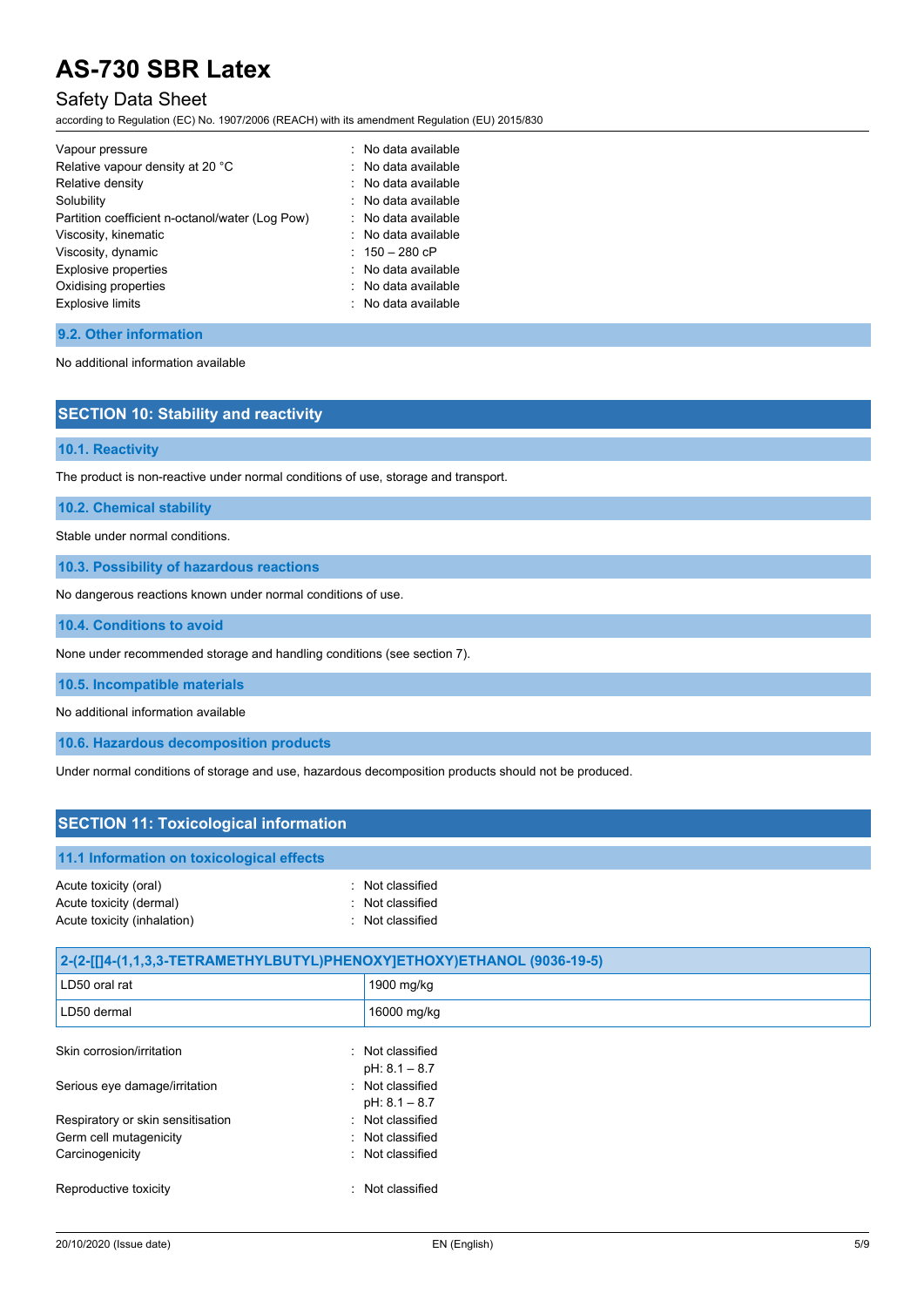| | |
|---|---|
| Vapour pressure | : No data available |
| Relative vapour density at 20 °C | : No data available |
| Relative density | : No data available |
| Solubility | : No data available |
| Partition coefficient n-octanol/water (Log Pow) | : No data available |
| Viscosity, kinematic | : No data available |
| Viscosity, dynamic | : 150 – 280 cP |
| Explosive properties | : No data available |
| Oxidising properties | : No data available |
| Explosive limits | : No data available |

### 9.2. Other information

No additional information available

## SECTION 10: Stability and reactivity

### 10.1. Reactivity

The product is non-reactive under normal conditions of use, storage and transport.

### 10.2. Chemical stability

Stable under normal conditions.

### 10.3. Possibility of hazardous reactions

No dangerous reactions known under normal conditions of use.

### 10.4. Conditions to avoid

None under recommended storage and handling conditions (see section 7).

### 10.5. Incompatible materials

No additional information available

### 10.6. Hazardous decomposition products

Under normal conditions of storage and use, hazardous decomposition products should not be produced.

## SECTION 11: Toxicological information

### 11.1 Information on toxicological effects

| | |
|---|---|
| Acute toxicity (oral) | : Not classified |
| Acute toxicity (dermal) | : Not classified |
| Acute toxicity (inhalation) | : Not classified |

| 2-(2-[[]4-(1,1,3,3-TETRAMETHYLBUTYL)PHENOXY]ETHOXY)ETHANOL (9036-19-5) | |
|---|---|
| LD50 oral rat | 1900 mg/kg |
| LD50 dermal | 16000 mg/kg |

| | |
|---|---|
| Skin corrosion/irritation | : Not classified<br>pH: 8.1 – 8.7 |
| Serious eye damage/irritation | : Not classified<br>pH: 8.1 – 8.7 |
| Respiratory or skin sensitisation | : Not classified |
| Germ cell mutagenicity | : Not classified |
| Carcinogenicity | : Not classified |
| Reproductive toxicity | : Not classified |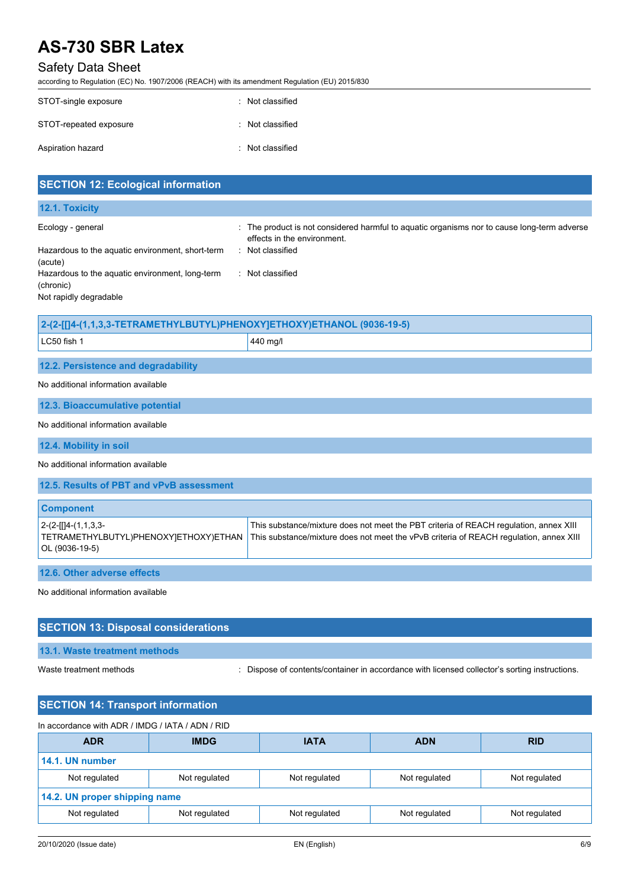| | | |
|---|---|---|
| STOT-single exposure | : | Not classified |
| STOT-repeated exposure | : | Not classified |
| Aspiration hazard | : | Not classified |

## SECTION 12: Ecological information

### 12.1. Toxicity

| | | |
|---|---|---|
| Ecology - general | : | The product is not considered harmful to aquatic organisms nor to cause long-term adverse effects in the environment. |
| Hazardous to the aquatic environment, short-term (acute) | : | Not classified |
| Hazardous to the aquatic environment, long-term (chronic) | : | Not classified |

Not rapidly degradable

| 2-(2-[[]4-(1,1,3,3-TETRAMETHYLBUTYL)PHENOXY]ETHOXY)ETHANOL (9036-19-5) | |
|---|---|
| LC50 fish 1 | 440 mg/l |

### 12.2. Persistence and degradability

No additional information available

### 12.3. Bioaccumulative potential

No additional information available

### 12.4. Mobility in soil

No additional information available

### 12.5. Results of PBT and vPvB assessment

| Component | |
|---|---|
| 2-(2-[[]4-(1,1,3,3-TETRAMETHYLBUTYL)PHENOXY]ETHOXY)ETHANOL (9036-19-5) | This substance/mixture does not meet the PBT criteria of REACH regulation, annex XIII<br>This substance/mixture does not meet the vPvB criteria of REACH regulation, annex XIII |

### 12.6. Other adverse effects

No additional information available

## SECTION 13: Disposal considerations

### 13.1. Waste treatment methods

| | | |
|---|---|---|
| Waste treatment methods | : | Dispose of contents/container in accordance with licensed collector's sorting instructions. |

## SECTION 14: Transport information

In accordance with ADR / IMDG / IATA / ADN / RID

| ADR | IMDG | IATA | ADN | RID |
|---|---|---|---|---|
| **14.1. UN number** | | | | |
| Not regulated | Not regulated | Not regulated | Not regulated | Not regulated |
| **14.2. UN proper shipping name** | | | | |
| Not regulated | Not regulated | Not regulated | Not regulated | Not regulated |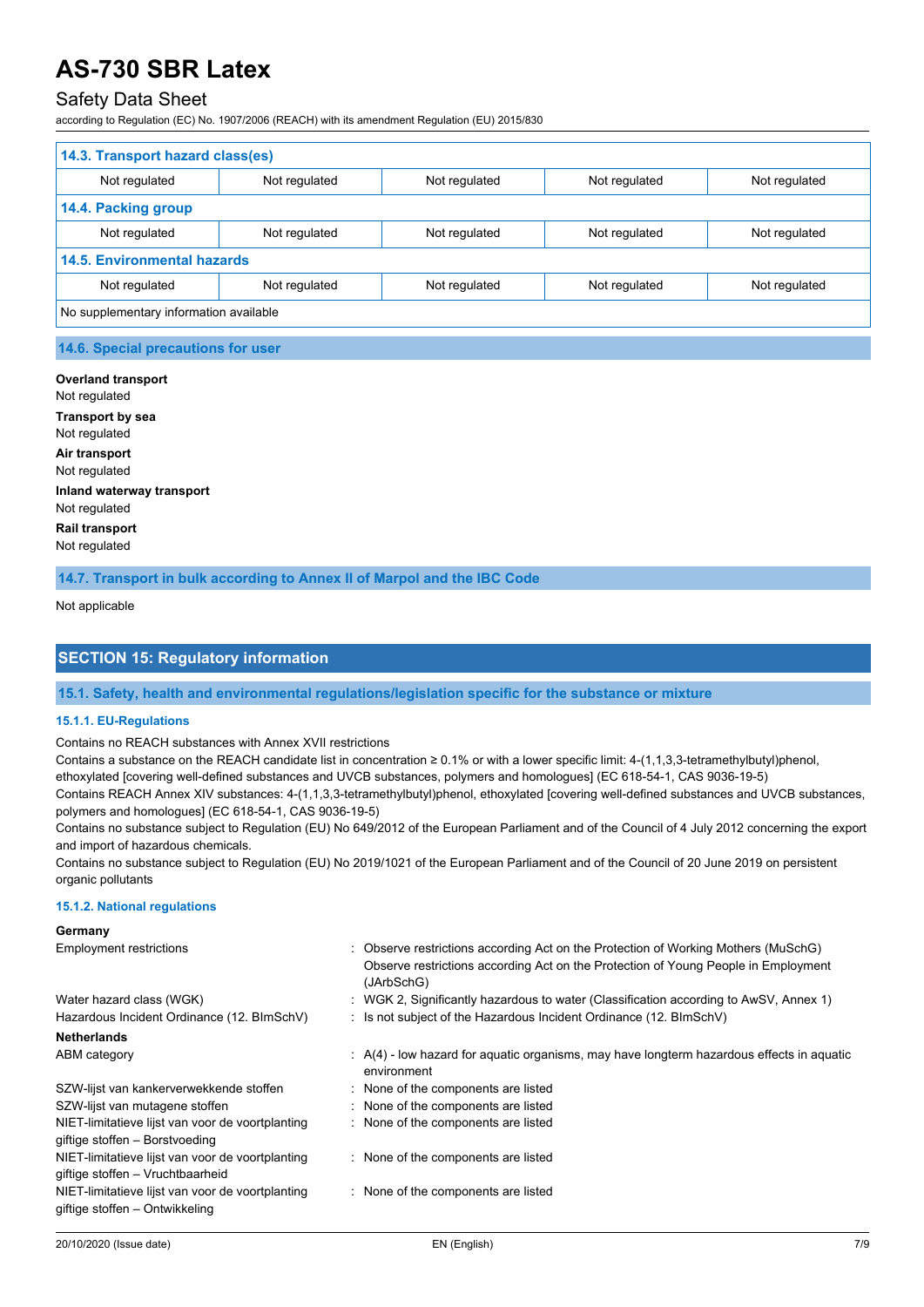| 14.3. Transport hazard class(es) | | | | |
|---|---|---|---|---|
| Not regulated | Not regulated | Not regulated | Not regulated | Not regulated |
| **14.4. Packing group** | | | | |
| Not regulated | Not regulated | Not regulated | Not regulated | Not regulated |
| **14.5. Environmental hazards** | | | | |
| Not regulated | Not regulated | Not regulated | Not regulated | Not regulated |
| No supplementary information available | | | | |

### 14.6. Special precautions for user

**Overland transport**
Not regulated

**Transport by sea**
Not regulated

**Air transport**
Not regulated

**Inland waterway transport**
Not regulated

**Rail transport**
Not regulated

### 14.7. Transport in bulk according to Annex II of Marpol and the IBC Code

Not applicable

## SECTION 15: Regulatory information

### 15.1. Safety, health and environmental regulations/legislation specific for the substance or mixture

#### 15.1.1. EU-Regulations

Contains no REACH substances with Annex XVII restrictions

Contains a substance on the REACH candidate list in concentration ≥ 0.1% or with a lower specific limit: 4-(1,1,3,3-tetramethylbutyl)phenol, ethoxylated [covering well-defined substances and UVCB substances, polymers and homologues] (EC 618-54-1, CAS 9036-19-5)

Contains REACH Annex XIV substances: 4-(1,1,3,3-tetramethylbutyl)phenol, ethoxylated [covering well-defined substances and UVCB substances, polymers and homologues] (EC 618-54-1, CAS 9036-19-5)

Contains no substance subject to Regulation (EU) No 649/2012 of the European Parliament and of the Council of 4 July 2012 concerning the export and import of hazardous chemicals.

Contains no substance subject to Regulation (EU) No 2019/1021 of the European Parliament and of the Council of 20 June 2019 on persistent organic pollutants

#### 15.1.2. National regulations

**Germany**

| | |
|---|---|
| Employment restrictions | : Observe restrictions according Act on the Protection of Working Mothers (MuSchG)<br>Observe restrictions according Act on the Protection of Young People in Employment (JArbSchG) |
| Water hazard class (WGK) | : WGK 2, Significantly hazardous to water (Classification according to AwSV, Annex 1) |
| Hazardous Incident Ordinance (12. BImSchV) | : Is not subject of the Hazardous Incident Ordinance (12. BImSchV) |

**Netherlands**

| | |
|---|---|
| ABM category | : A(4) - low hazard for aquatic organisms, may have longterm hazardous effects in aquatic environment |
| SZW-lijst van kankerverwekkende stoffen | : None of the components are listed |
| SZW-lijst van mutagene stoffen | : None of the components are listed |
| NIET-limitatieve lijst van voor de voortplanting giftige stoffen – Borstvoeding | : None of the components are listed |
| NIET-limitatieve lijst van voor de voortplanting giftige stoffen – Vruchtbaarheid | : None of the components are listed |
| NIET-limitatieve lijst van voor de voortplanting giftige stoffen – Ontwikkeling | : None of the components are listed |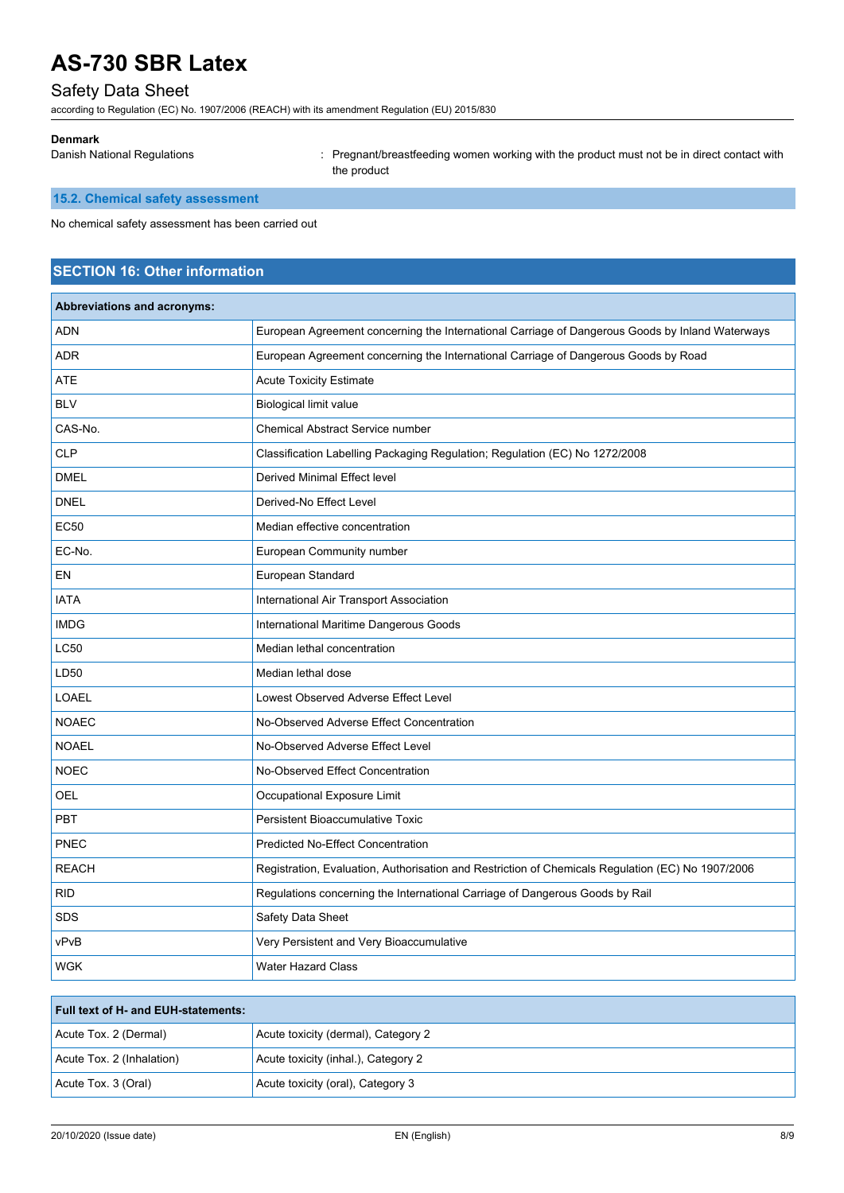**Denmark**

| | |
|---|---|
| Danish National Regulations | : Pregnant/breastfeeding women working with the product must not be in direct contact with the product |

### 15.2. Chemical safety assessment

No chemical safety assessment has been carried out

## SECTION 16: Other information

| Abbreviations and acronyms: | |
|---|---|
| ADN | European Agreement concerning the International Carriage of Dangerous Goods by Inland Waterways |
| ADR | European Agreement concerning the International Carriage of Dangerous Goods by Road |
| ATE | Acute Toxicity Estimate |
| BLV | Biological limit value |
| CAS-No. | Chemical Abstract Service number |
| CLP | Classification Labelling Packaging Regulation; Regulation (EC) No 1272/2008 |
| DMEL | Derived Minimal Effect level |
| DNEL | Derived-No Effect Level |
| EC50 | Median effective concentration |
| EC-No. | European Community number |
| EN | European Standard |
| IATA | International Air Transport Association |
| IMDG | International Maritime Dangerous Goods |
| LC50 | Median lethal concentration |
| LD50 | Median lethal dose |
| LOAEL | Lowest Observed Adverse Effect Level |
| NOAEC | No-Observed Adverse Effect Concentration |
| NOAEL | No-Observed Adverse Effect Level |
| NOEC | No-Observed Effect Concentration |
| OEL | Occupational Exposure Limit |
| PBT | Persistent Bioaccumulative Toxic |
| PNEC | Predicted No-Effect Concentration |
| REACH | Registration, Evaluation, Authorisation and Restriction of Chemicals Regulation (EC) No 1907/2006 |
| RID | Regulations concerning the International Carriage of Dangerous Goods by Rail |
| SDS | Safety Data Sheet |
| vPvB | Very Persistent and Very Bioaccumulative |
| WGK | Water Hazard Class |

| Full text of H- and EUH-statements: | |
|---|---|
| Acute Tox. 2 (Dermal) | Acute toxicity (dermal), Category 2 |
| Acute Tox. 2 (Inhalation) | Acute toxicity (inhal.), Category 2 |
| Acute Tox. 3 (Oral) | Acute toxicity (oral), Category 3 |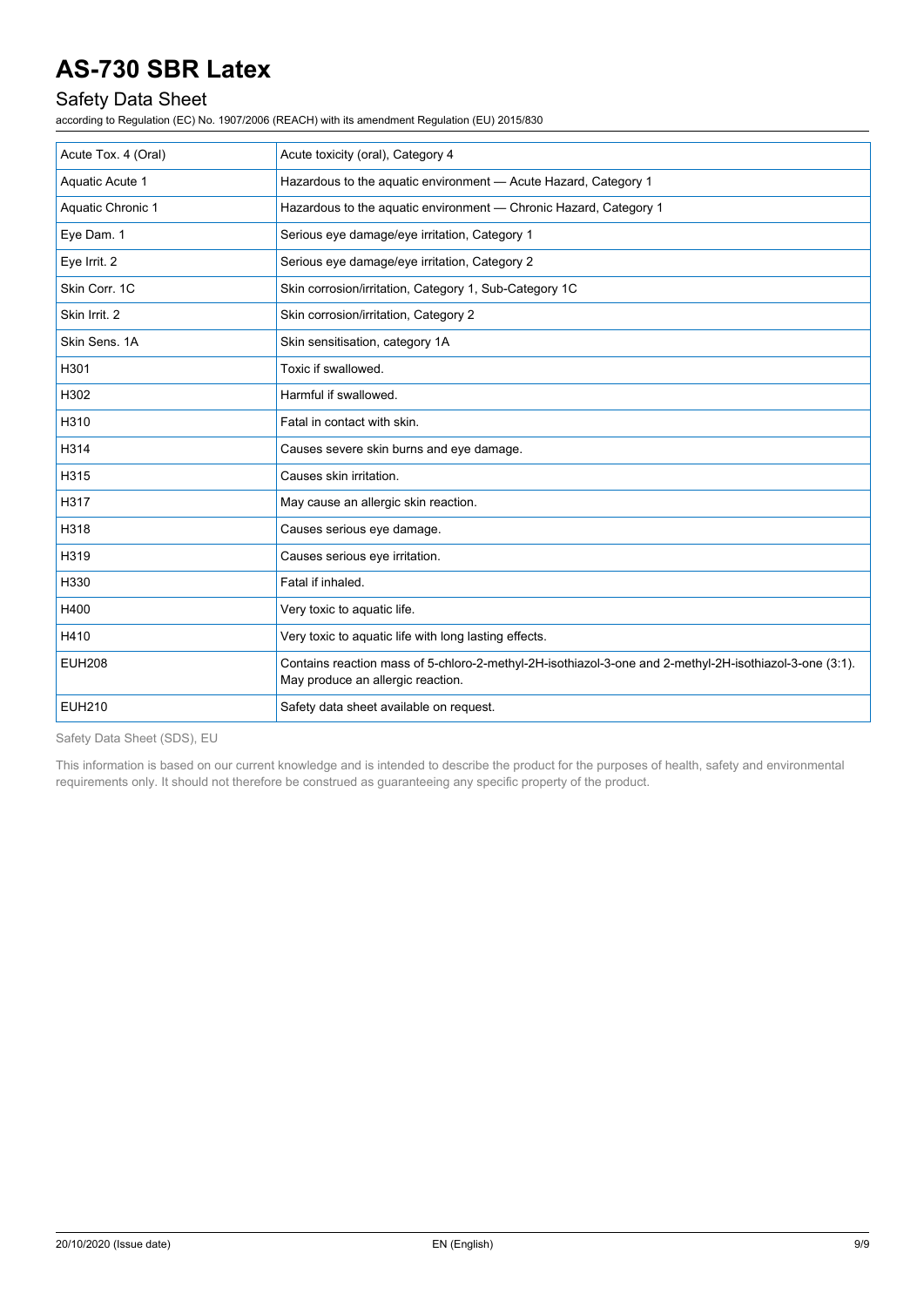| | |
|---|---|
| Acute Tox. 4 (Oral) | Acute toxicity (oral), Category 4 |
| Aquatic Acute 1 | Hazardous to the aquatic environment — Acute Hazard, Category 1 |
| Aquatic Chronic 1 | Hazardous to the aquatic environment — Chronic Hazard, Category 1 |
| Eye Dam. 1 | Serious eye damage/eye irritation, Category 1 |
| Eye Irrit. 2 | Serious eye damage/eye irritation, Category 2 |
| Skin Corr. 1C | Skin corrosion/irritation, Category 1, Sub-Category 1C |
| Skin Irrit. 2 | Skin corrosion/irritation, Category 2 |
| Skin Sens. 1A | Skin sensitisation, category 1A |
| H301 | Toxic if swallowed. |
| H302 | Harmful if swallowed. |
| H310 | Fatal in contact with skin. |
| H314 | Causes severe skin burns and eye damage. |
| H315 | Causes skin irritation. |
| H317 | May cause an allergic skin reaction. |
| H318 | Causes serious eye damage. |
| H319 | Causes serious eye irritation. |
| H330 | Fatal if inhaled. |
| H400 | Very toxic to aquatic life. |
| H410 | Very toxic to aquatic life with long lasting effects. |
| EUH208 | Contains reaction mass of 5-chloro-2-methyl-2H-isothiazol-3-one and 2-methyl-2H-isothiazol-3-one (3:1). May produce an allergic reaction. |
| EUH210 | Safety data sheet available on request. |

Safety Data Sheet (SDS), EU

This information is based on our current knowledge and is intended to describe the product for the purposes of health, safety and environmental requirements only. It should not therefore be construed as guaranteeing any specific property of the product.